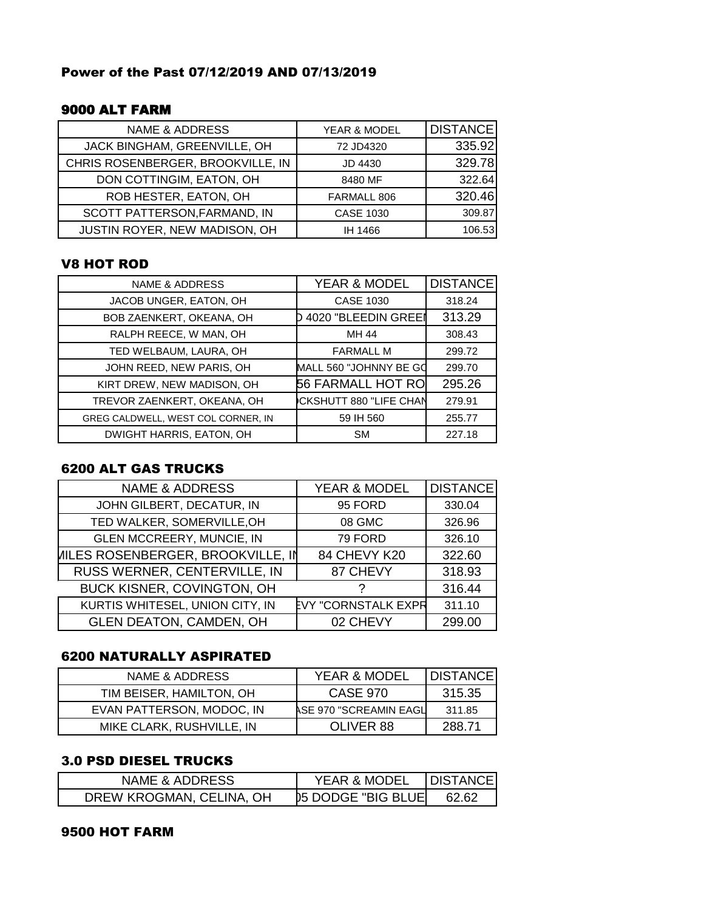## Power of the Past 07/12/2019 AND 07/13/2019

### 9000 ALT FARM

| NAME & ADDRESS | YEAR & MODEL | DISTANCE |
|---|---|---|
| JACK BINGHAM, GREENVILLE, OH | 72 JD4320 | 335.92 |
| CHRIS ROSENBERGER, BROOKVILLE, IN | JD 4430 | 329.78 |
| DON COTTINGIM, EATON, OH | 8480 MF | 322.64 |
| ROB HESTER, EATON, OH | FARMALL 806 | 320.46 |
| SCOTT PATTERSON,FARMAND, IN | CASE 1030 | 309.87 |
| JUSTIN ROYER, NEW MADISON, OH | IH 1466 | 106.53 |

### V8 HOT ROD

| NAME & ADDRESS | YEAR & MODEL | DISTANCE |
|---|---|---|
| JACOB UNGER, EATON, OH | CASE 1030 | 318.24 |
| BOB ZAENKERT, OKEANA, OH | D 4020 "BLEEDIN GREEI | 313.29 |
| RALPH REECE, W MAN, OH | MH 44 | 308.43 |
| TED WELBAUM, LAURA, OH | FARMALL M | 299.72 |
| JOHN REED, NEW PARIS, OH | MALL 560 "JOHNNY BE GO | 299.70 |
| KIRT DREW, NEW MADISON, OH | 56 FARMALL HOT RO | 295.26 |
| TREVOR ZAENKERT, OKEANA, OH | CKSHUTT 880 "LIFE CHAN | 279.91 |
| GREG CALDWELL, WEST COL CORNER, IN | 59 IH 560 | 255.77 |
| DWIGHT HARRIS, EATON, OH | SM | 227.18 |

### 6200 ALT GAS TRUCKS

| NAME & ADDRESS | YEAR & MODEL | DISTANCE |
|---|---|---|
| JOHN GILBERT, DECATUR, IN | 95 FORD | 330.04 |
| TED WALKER, SOMERVILLE,OH | 08 GMC | 326.96 |
| GLEN MCCREERY, MUNCIE, IN | 79 FORD | 326.10 |
| MILES ROSENBERGER, BROOKVILLE, IN | 84 CHEVY K20 | 322.60 |
| RUSS WERNER, CENTERVILLE, IN | 87 CHEVY | 318.93 |
| BUCK KISNER, COVINGTON, OH | ? | 316.44 |
| KURTIS WHITESEL, UNION CITY, IN | EVY "CORNSTALK EXPR | 311.10 |
| GLEN DEATON, CAMDEN, OH | 02 CHEVY | 299.00 |

### 6200 NATURALLY ASPIRATED

| NAME & ADDRESS | YEAR & MODEL | DISTANCE |
|---|---|---|
| TIM BEISER, HAMILTON, OH | CASE 970 | 315.35 |
| EVAN PATTERSON, MODOC, IN | ASE 970 "SCREAMIN EAGL | 311.85 |
| MIKE CLARK, RUSHVILLE, IN | OLIVER 88 | 288.71 |

### 3.0 PSD DIESEL TRUCKS

| NAME & ADDRESS | YEAR & MODEL | DISTANCE |
|---|---|---|
| DREW KROGMAN, CELINA, OH | 05 DODGE "BIG BLUE | 62.62 |

### 9500 HOT FARM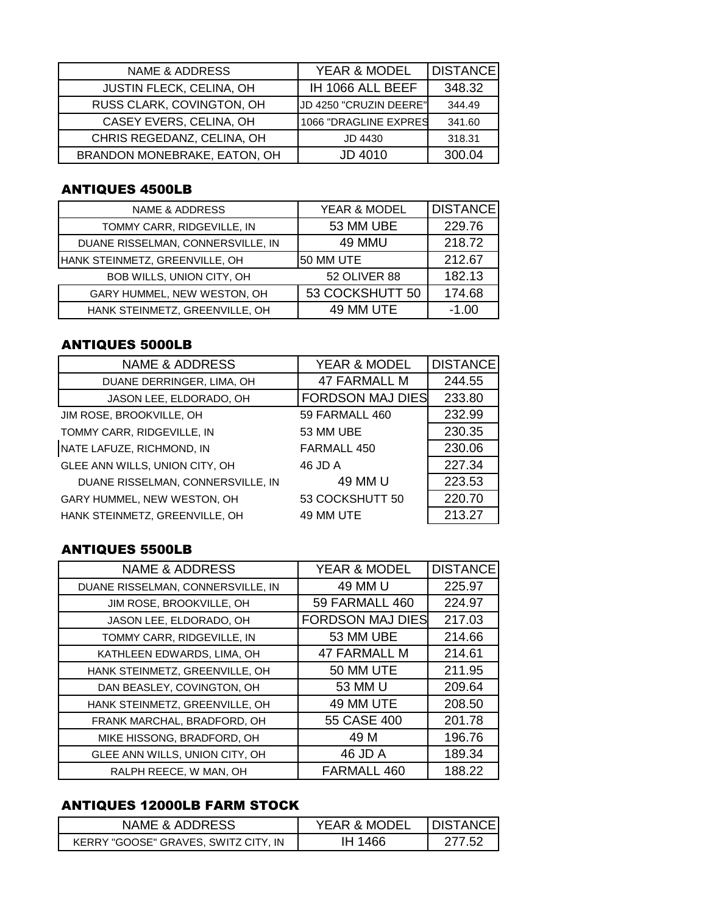| NAME & ADDRESS | YEAR & MODEL | DISTANCE |
| --- | --- | --- |
| JUSTIN FLECK, CELINA, OH | IH 1066 ALL BEEF | 348.32 |
| RUSS CLARK, COVINGTON, OH | JD 4250 "CRUZIN DEERE" | 344.49 |
| CASEY EVERS, CELINA, OH | 1066 "DRAGLINE EXPRES | 341.60 |
| CHRIS REGEDANZ, CELINA, OH | JD 4430 | 318.31 |
| BRANDON MONEBRAKE, EATON, OH | JD 4010 | 300.04 |

## ANTIQUES 4500LB

| NAME & ADDRESS | YEAR & MODEL | DISTANCE |
| --- | --- | --- |
| TOMMY CARR, RIDGEVILLE, IN | 53 MM UBE | 229.76 |
| DUANE RISSELMAN, CONNERSVILLE, IN | 49 MMU | 218.72 |
| HANK STEINMETZ, GREENVILLE, OH | 50 MM UTE | 212.67 |
| BOB WILLS, UNION CITY, OH | 52 OLIVER 88 | 182.13 |
| GARY HUMMEL, NEW WESTON, OH | 53 COCKSHUTT 50 | 174.68 |
| HANK STEINMETZ, GREENVILLE, OH | 49 MM UTE | -1.00 |

## ANTIQUES 5000LB

| NAME & ADDRESS | YEAR & MODEL | DISTANCE |
| --- | --- | --- |
| DUANE DERRINGER, LIMA, OH | 47 FARMALL M | 244.55 |
| JASON LEE, ELDORADO, OH | FORDSON MAJ DIES | 233.80 |
| JIM ROSE, BROOKVILLE, OH | 59 FARMALL 460 | 232.99 |
| TOMMY CARR, RIDGEVILLE, IN | 53 MM UBE | 230.35 |
| NATE LAFUZE, RICHMOND, IN | FARMALL 450 | 230.06 |
| GLEE ANN WILLS, UNION CITY, OH | 46 JD A | 227.34 |
| DUANE RISSELMAN, CONNERSVILLE, IN | 49 MM U | 223.53 |
| GARY HUMMEL, NEW WESTON, OH | 53 COCKSHUTT 50 | 220.70 |
| HANK STEINMETZ, GREENVILLE, OH | 49 MM UTE | 213.27 |

## ANTIQUES 5500LB

| NAME & ADDRESS | YEAR & MODEL | DISTANCE |
| --- | --- | --- |
| DUANE RISSELMAN, CONNERSVILLE, IN | 49 MM U | 225.97 |
| JIM ROSE, BROOKVILLE, OH | 59 FARMALL 460 | 224.97 |
| JASON LEE, ELDORADO, OH | FORDSON MAJ DIES | 217.03 |
| TOMMY CARR, RIDGEVILLE, IN | 53 MM UBE | 214.66 |
| KATHLEEN EDWARDS, LIMA, OH | 47 FARMALL M | 214.61 |
| HANK STEINMETZ, GREENVILLE, OH | 50 MM UTE | 211.95 |
| DAN BEASLEY, COVINGTON, OH | 53 MM U | 209.64 |
| HANK STEINMETZ, GREENVILLE, OH | 49 MM UTE | 208.50 |
| FRANK MARCHAL, BRADFORD, OH | 55 CASE 400 | 201.78 |
| MIKE HISSONG, BRADFORD, OH | 49 M | 196.76 |
| GLEE ANN WILLS, UNION CITY, OH | 46 JD A | 189.34 |
| RALPH REECE, W MAN, OH | FARMALL 460 | 188.22 |

## ANTIQUES 12000LB FARM STOCK

| NAME & ADDRESS | YEAR & MODEL | DISTANCE |
| --- | --- | --- |
| KERRY "GOOSE" GRAVES, SWITZ CITY, IN | IH 1466 | 277.52 |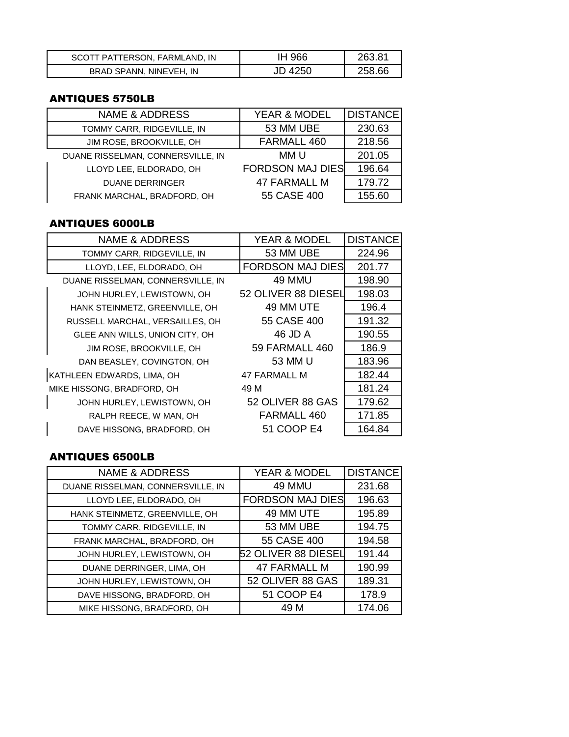| | | |
|---|---|---|
| SCOTT PATTERSON, FARMLAND, IN | IH 966 | 263.81 |
| BRAD SPANN, NINEVEH, IN | JD 4250 | 258.66 |

## ANTIQUES 5750LB

| NAME & ADDRESS | YEAR & MODEL | DISTANCE |
|---|---|---|
| TOMMY CARR, RIDGEVILLE, IN | 53 MM UBE | 230.63 |
| JIM ROSE, BROOKVILLE, OH | FARMALL 460 | 218.56 |
| DUANE RISSELMAN, CONNERSVILLE, IN | MM U | 201.05 |
| LLOYD LEE, ELDORADO, OH | FORDSON MAJ DIES | 196.64 |
| DUANE DERRINGER | 47 FARMALL M | 179.72 |
| FRANK MARCHAL, BRADFORD, OH | 55 CASE 400 | 155.60 |

## ANTIQUES 6000LB

| NAME & ADDRESS | YEAR & MODEL | DISTANCE |
|---|---|---|
| TOMMY CARR, RIDGEVILLE, IN | 53 MM UBE | 224.96 |
| LLOYD, LEE, ELDORADO, OH | FORDSON MAJ DIES | 201.77 |
| DUANE RISSELMAN, CONNERSVILLE, IN | 49 MMU | 198.90 |
| JOHN HURLEY, LEWISTOWN, OH | 52 OLIVER 88 DIESEL | 198.03 |
| HANK STEINMETZ, GREENVILLE, OH | 49 MM UTE | 196.4 |
| RUSSELL MARCHAL, VERSAILLES, OH | 55 CASE 400 | 191.32 |
| GLEE ANN WILLS, UNION CITY, OH | 46 JD A | 190.55 |
| JIM ROSE, BROOKVILLE, OH | 59 FARMALL 460 | 186.9 |
| DAN BEASLEY, COVINGTON, OH | 53 MM U | 183.96 |
| KATHLEEN EDWARDS, LIMA, OH | 47 FARMALL M | 182.44 |
| MIKE HISSONG, BRADFORD, OH | 49 M | 181.24 |
| JOHN HURLEY, LEWISTOWN, OH | 52 OLIVER 88 GAS | 179.62 |
| RALPH REECE, W MAN, OH | FARMALL 460 | 171.85 |
| DAVE HISSONG, BRADFORD, OH | 51 COOP E4 | 164.84 |

## ANTIQUES 6500LB

| NAME & ADDRESS | YEAR & MODEL | DISTANCE |
|---|---|---|
| DUANE RISSELMAN, CONNERSVILLE, IN | 49 MMU | 231.68 |
| LLOYD LEE, ELDORADO, OH | FORDSON MAJ DIES | 196.63 |
| HANK STEINMETZ, GREENVILLE, OH | 49 MM UTE | 195.89 |
| TOMMY CARR, RIDGEVILLE, IN | 53 MM UBE | 194.75 |
| FRANK MARCHAL, BRADFORD, OH | 55 CASE 400 | 194.58 |
| JOHN HURLEY, LEWISTOWN, OH | 52 OLIVER 88 DIESEL | 191.44 |
| DUANE DERRINGER, LIMA, OH | 47 FARMALL M | 190.99 |
| JOHN HURLEY, LEWISTOWN, OH | 52 OLIVER 88 GAS | 189.31 |
| DAVE HISSONG, BRADFORD, OH | 51 COOP E4 | 178.9 |
| MIKE HISSONG, BRADFORD, OH | 49 M | 174.06 |